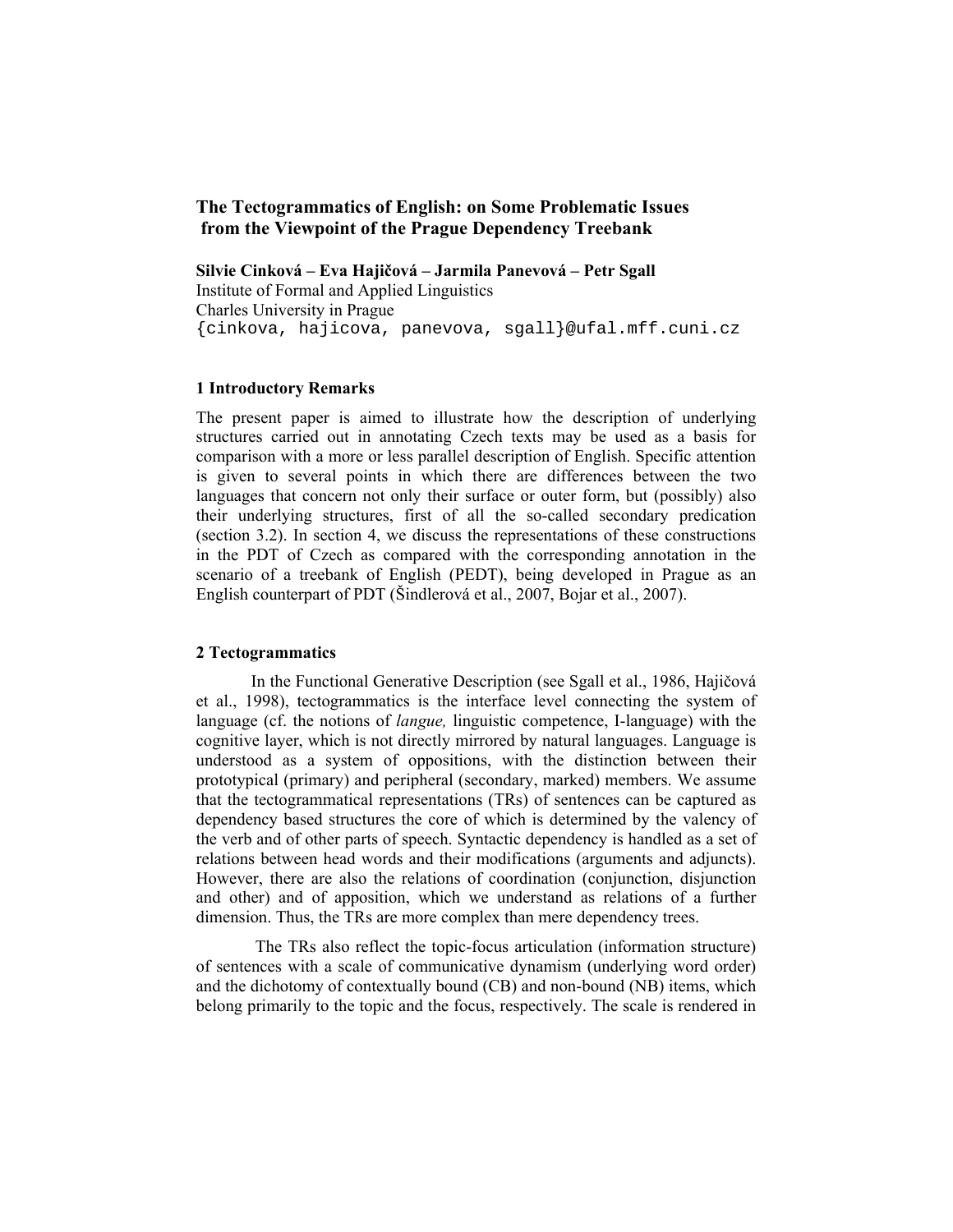# The Tectogrammatics of English: on Some Problematic Issues from the Viewpoint of the Prague Dependency Treebank

**Silvie Cinková – Eva Hajičová – Jarmila Panevová – Petr Sgall**
Institute of Formal and Applied Linguistics
Charles University in Prague
{cinkova, hajicova, panevova, sgall}@ufal.mff.cuni.cz

## 1 Introductory Remarks

The present paper is aimed to illustrate how the description of underlying structures carried out in annotating Czech texts may be used as a basis for comparison with a more or less parallel description of English. Specific attention is given to several points in which there are differences between the two languages that concern not only their surface or outer form, but (possibly) also their underlying structures, first of all the so-called secondary predication (section 3.2). In section 4, we discuss the representations of these constructions in the PDT of Czech as compared with the corresponding annotation in the scenario of a treebank of English (PEDT), being developed in Prague as an English counterpart of PDT (Šindlerová et al., 2007, Bojar et al., 2007).

## 2 Tectogrammatics

In the Functional Generative Description (see Sgall et al., 1986, Hajičová et al., 1998), tectogrammatics is the interface level connecting the system of language (cf. the notions of *langue,* linguistic competence, I-language) with the cognitive layer, which is not directly mirrored by natural languages. Language is understood as a system of oppositions, with the distinction between their prototypical (primary) and peripheral (secondary, marked) members. We assume that the tectogrammatical representations (TRs) of sentences can be captured as dependency based structures the core of which is determined by the valency of the verb and of other parts of speech. Syntactic dependency is handled as a set of relations between head words and their modifications (arguments and adjuncts). However, there are also the relations of coordination (conjunction, disjunction and other) and of apposition, which we understand as relations of a further dimension. Thus, the TRs are more complex than mere dependency trees.

The TRs also reflect the topic-focus articulation (information structure) of sentences with a scale of communicative dynamism (underlying word order) and the dichotomy of contextually bound (CB) and non-bound (NB) items, which belong primarily to the topic and the focus, respectively. The scale is rendered in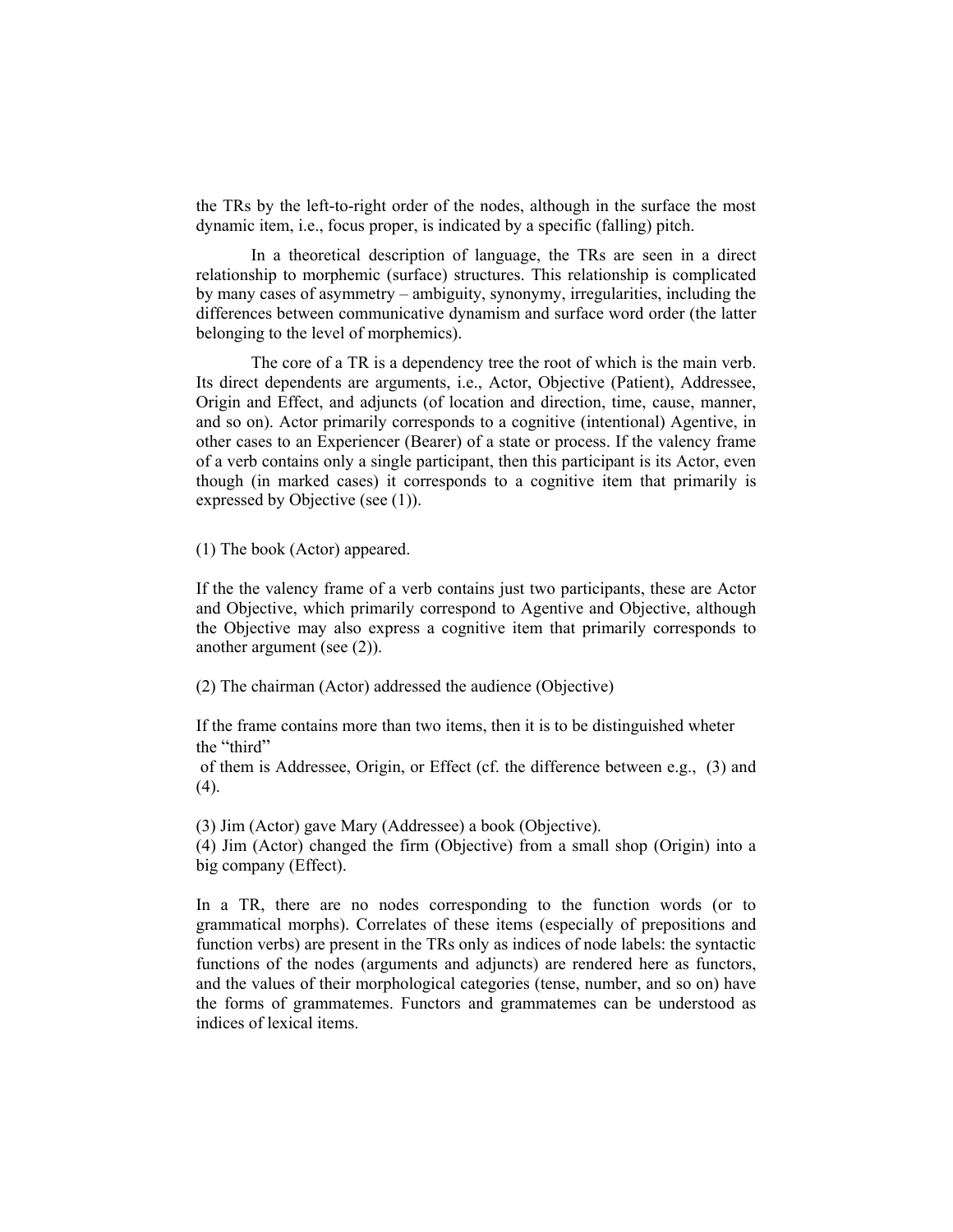the TRs by the left-to-right order of the nodes, although in the surface the most dynamic item, i.e., focus proper, is indicated by a specific (falling) pitch.

In a theoretical description of language, the TRs are seen in a direct relationship to morphemic (surface) structures. This relationship is complicated by many cases of asymmetry – ambiguity, synonymy, irregularities, including the differences between communicative dynamism and surface word order (the latter belonging to the level of morphemics).

The core of a TR is a dependency tree the root of which is the main verb. Its direct dependents are arguments, i.e., Actor, Objective (Patient), Addressee, Origin and Effect, and adjuncts (of location and direction, time, cause, manner, and so on). Actor primarily corresponds to a cognitive (intentional) Agentive, in other cases to an Experiencer (Bearer) of a state or process. If the valency frame of a verb contains only a single participant, then this participant is its Actor, even though (in marked cases) it corresponds to a cognitive item that primarily is expressed by Objective (see (1)).

(1) The book (Actor) appeared.

If the the valency frame of a verb contains just two participants, these are Actor and Objective, which primarily correspond to Agentive and Objective, although the Objective may also express a cognitive item that primarily corresponds to another argument (see (2)).

(2) The chairman (Actor) addressed the audience (Objective)

If the frame contains more than two items, then it is to be distinguished wheter the "third" of them is Addressee, Origin, or Effect (cf. the difference between e.g., (3) and (4).

(3) Jim (Actor) gave Mary (Addressee) a book (Objective).
(4) Jim (Actor) changed the firm (Objective) from a small shop (Origin) into a big company (Effect).

In a TR, there are no nodes corresponding to the function words (or to grammatical morphs). Correlates of these items (especially of prepositions and function verbs) are present in the TRs only as indices of node labels: the syntactic functions of the nodes (arguments and adjuncts) are rendered here as functors, and the values of their morphological categories (tense, number, and so on) have the forms of grammatemes. Functors and grammatemes can be understood as indices of lexical items.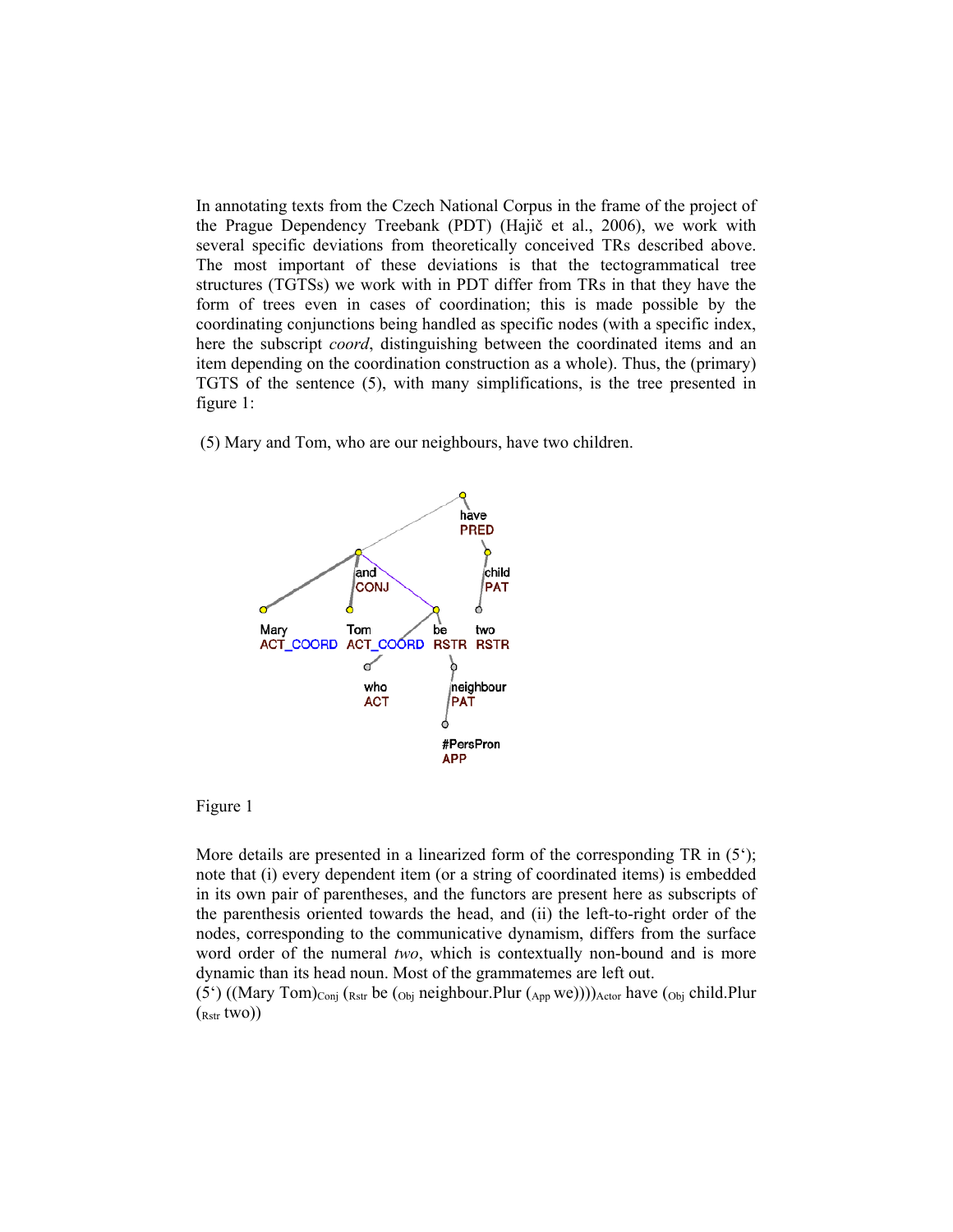In annotating texts from the Czech National Corpus in the frame of the project of the Prague Dependency Treebank (PDT) (Hajič et al., 2006), we work with several specific deviations from theoretically conceived TRs described above. The most important of these deviations is that the tectogrammatical tree structures (TGTSs) we work with in PDT differ from TRs in that they have the form of trees even in cases of coordination; this is made possible by the coordinating conjunctions being handled as specific nodes (with a specific index, here the subscript *coord*, distinguishing between the coordinated items and an item depending on the coordination construction as a whole). Thus, the (primary) TGTS of the sentence (5), with many simplifications, is the tree presented in figure 1:

(5) Mary and Tom, who are our neighbours, have two children.

Figure 1

More details are presented in a linearized form of the corresponding TR in (5‘); note that (i) every dependent item (or a string of coordinated items) is embedded in its own pair of parentheses, and the functors are present here as subscripts of the parenthesis oriented towards the head, and (ii) the left-to-right order of the nodes, corresponding to the communicative dynamism, differs from the surface word order of the numeral *two*, which is contextually non-bound and is more dynamic than its head noun. Most of the grammatemes are left out.

(5‘) ((Mary Tom)$_{Conj}$ ($_{Rstr}$ be ($_{Obj}$ neighbour.Plur ($_{App}$ we))))$_{Actor}$ have ($_{Obj}$ child.Plur ($_{Rstr}$ two))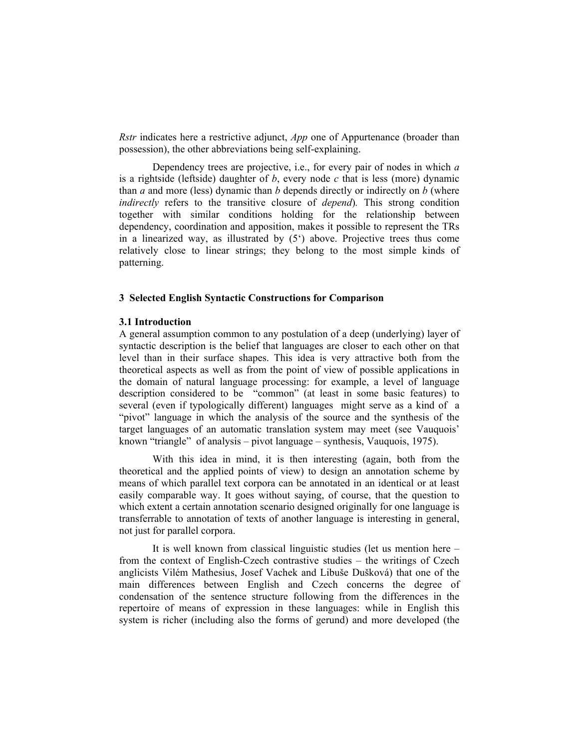*Rstr* indicates here a restrictive adjunct, *App* one of Appurtenance (broader than possession), the other abbreviations being self-explaining.

Dependency trees are projective, i.e., for every pair of nodes in which *a* is a rightside (leftside) daughter of *b*, every node *c* that is less (more) dynamic than *a* and more (less) dynamic than *b* depends directly or indirectly on *b* (where *indirectly* refers to the transitive closure of *depend*). This strong condition together with similar conditions holding for the relationship between dependency, coordination and apposition, makes it possible to represent the TRs in a linearized way, as illustrated by (5‘) above. Projective trees thus come relatively close to linear strings; they belong to the most simple kinds of patterning.

## 3 Selected English Syntactic Constructions for Comparison

### 3.1 Introduction

A general assumption common to any postulation of a deep (underlying) layer of syntactic description is the belief that languages are closer to each other on that level than in their surface shapes. This idea is very attractive both from the theoretical aspects as well as from the point of view of possible applications in the domain of natural language processing: for example, a level of language description considered to be "common" (at least in some basic features) to several (even if typologically different) languages might serve as a kind of a "pivot" language in which the analysis of the source and the synthesis of the target languages of an automatic translation system may meet (see Vauquois' known "triangle" of analysis – pivot language – synthesis, Vauquois, 1975).

With this idea in mind, it is then interesting (again, both from the theoretical and the applied points of view) to design an annotation scheme by means of which parallel text corpora can be annotated in an identical or at least easily comparable way. It goes without saying, of course, that the question to which extent a certain annotation scenario designed originally for one language is transferrable to annotation of texts of another language is interesting in general, not just for parallel corpora.

It is well known from classical linguistic studies (let us mention here – from the context of English-Czech contrastive studies – the writings of Czech anglicists Vilém Mathesius, Josef Vachek and Libuše Dušková) that one of the main differences between English and Czech concerns the degree of condensation of the sentence structure following from the differences in the repertoire of means of expression in these languages: while in English this system is richer (including also the forms of gerund) and more developed (the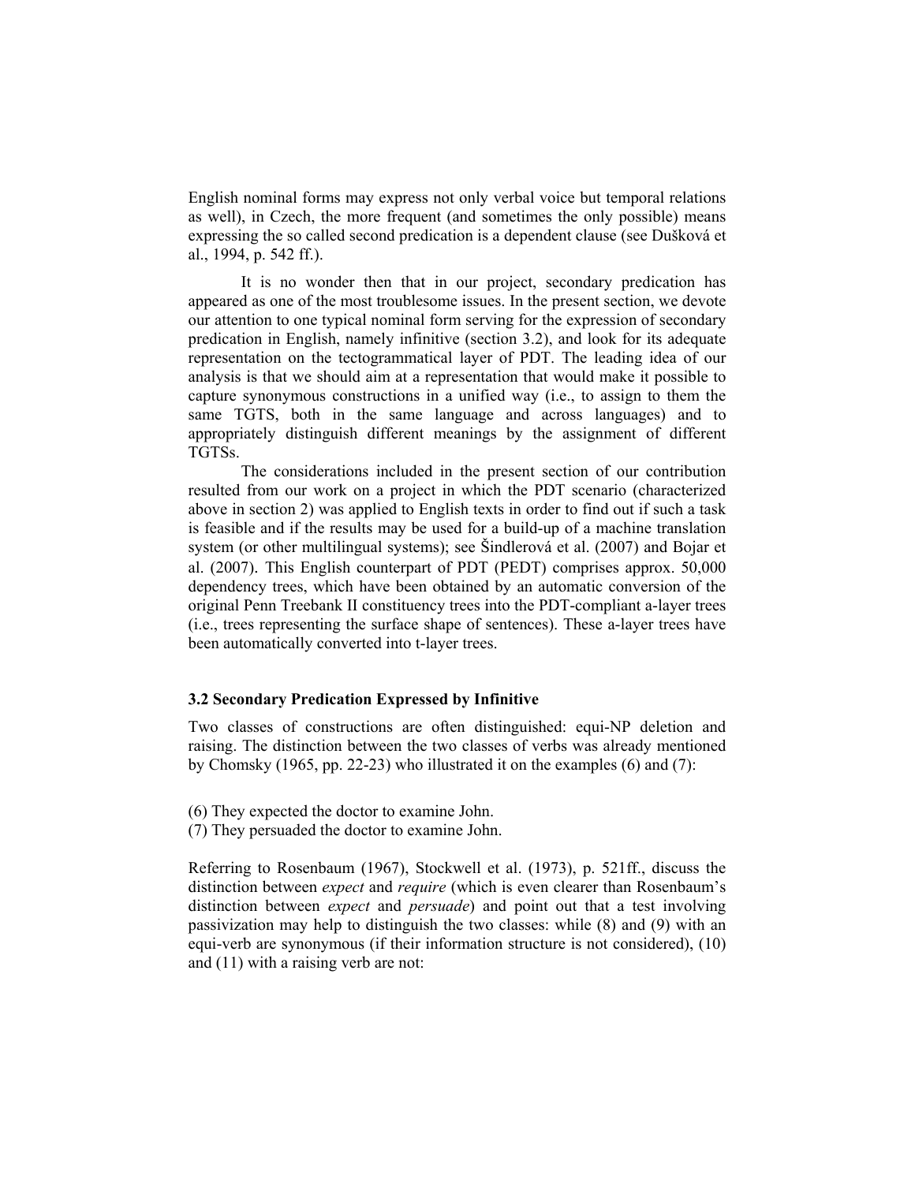English nominal forms may express not only verbal voice but temporal relations as well), in Czech, the more frequent (and sometimes the only possible) means expressing the so called second predication is a dependent clause (see Dušková et al., 1994, p. 542 ff.).

It is no wonder then that in our project, secondary predication has appeared as one of the most troublesome issues. In the present section, we devote our attention to one typical nominal form serving for the expression of secondary predication in English, namely infinitive (section 3.2), and look for its adequate representation on the tectogrammatical layer of PDT. The leading idea of our analysis is that we should aim at a representation that would make it possible to capture synonymous constructions in a unified way (i.e., to assign to them the same TGTS, both in the same language and across languages) and to appropriately distinguish different meanings by the assignment of different TGTSs.

The considerations included in the present section of our contribution resulted from our work on a project in which the PDT scenario (characterized above in section 2) was applied to English texts in order to find out if such a task is feasible and if the results may be used for a build-up of a machine translation system (or other multilingual systems); see Šindlerová et al. (2007) and Bojar et al. (2007). This English counterpart of PDT (PEDT) comprises approx. 50,000 dependency trees, which have been obtained by an automatic conversion of the original Penn Treebank II constituency trees into the PDT-compliant a-layer trees (i.e., trees representing the surface shape of sentences). These a-layer trees have been automatically converted into t-layer trees.

### 3.2 Secondary Predication Expressed by Infinitive

Two classes of constructions are often distinguished: equi-NP deletion and raising. The distinction between the two classes of verbs was already mentioned by Chomsky (1965, pp. 22-23) who illustrated it on the examples (6) and (7):

(6) They expected the doctor to examine John.
(7) They persuaded the doctor to examine John.

Referring to Rosenbaum (1967), Stockwell et al. (1973), p. 521ff., discuss the distinction between *expect* and *require* (which is even clearer than Rosenbaum's distinction between *expect* and *persuade*) and point out that a test involving passivization may help to distinguish the two classes: while (8) and (9) with an equi-verb are synonymous (if their information structure is not considered), (10) and (11) with a raising verb are not: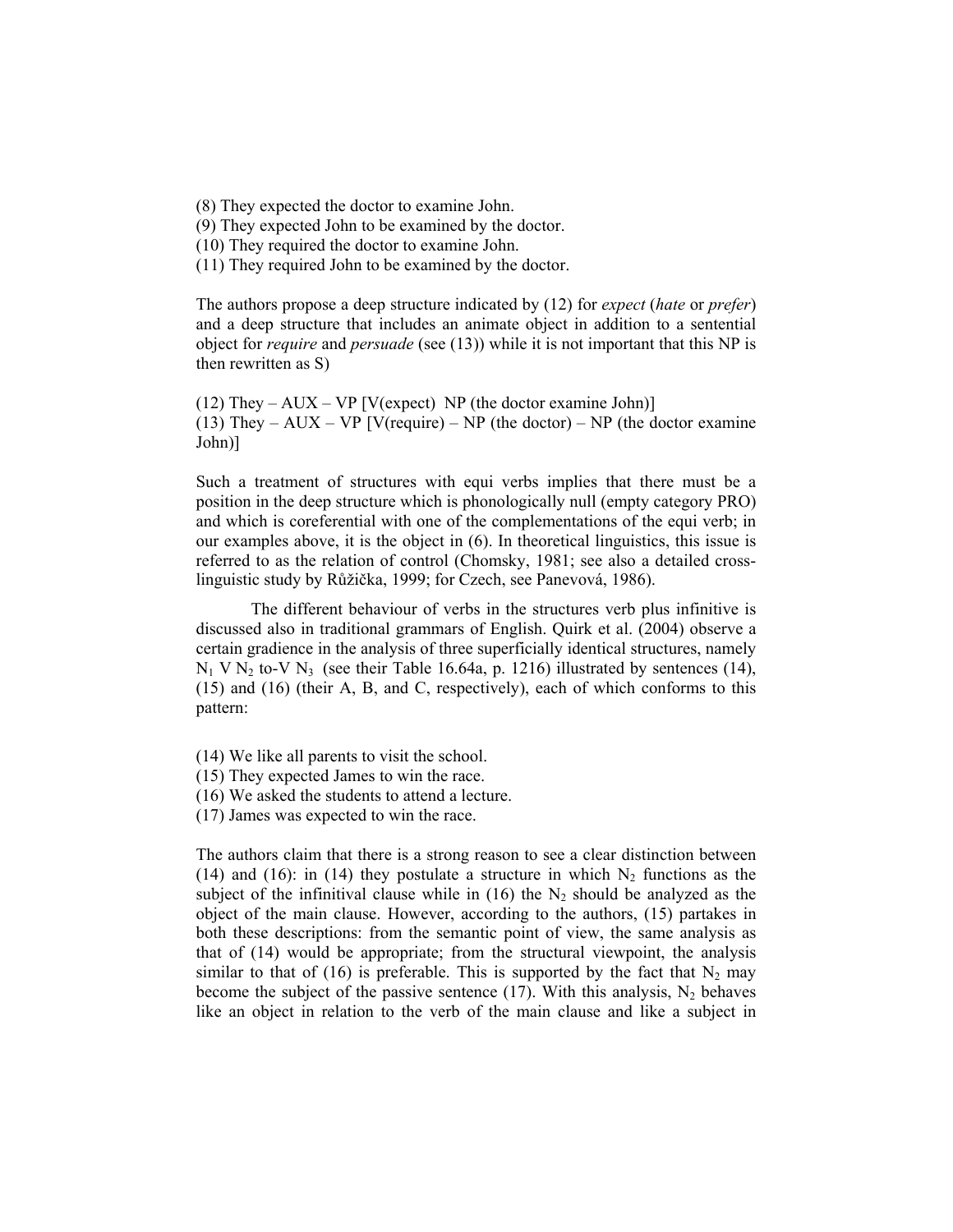(8) They expected the doctor to examine John.
(9) They expected John to be examined by the doctor.
(10) They required the doctor to examine John.
(11) They required John to be examined by the doctor.

The authors propose a deep structure indicated by (12) for *expect* (*hate* or *prefer*) and a deep structure that includes an animate object in addition to a sentential object for *require* and *persuade* (see (13)) while it is not important that this NP is then rewritten as S)

(12) They – AUX – VP [V(expect) NP (the doctor examine John)]
(13) They – AUX – VP [V(require) – NP (the doctor) – NP (the doctor examine John)]

Such a treatment of structures with equi verbs implies that there must be a position in the deep structure which is phonologically null (empty category PRO) and which is coreferential with one of the complementations of the equi verb; in our examples above, it is the object in (6). In theoretical linguistics, this issue is referred to as the relation of control (Chomsky, 1981; see also a detailed cross-linguistic study by Růžička, 1999; for Czech, see Panevová, 1986).

The different behaviour of verbs in the structures verb plus infinitive is discussed also in traditional grammars of English. Quirk et al. (2004) observe a certain gradience in the analysis of three superficially identical structures, namely $N_1$ V $N_2$ to-V $N_3$ (see their Table 16.64a, p. 1216) illustrated by sentences (14), (15) and (16) (their A, B, and C, respectively), each of which conforms to this pattern:

(14) We like all parents to visit the school.
(15) They expected James to win the race.
(16) We asked the students to attend a lecture.
(17) James was expected to win the race.

The authors claim that there is a strong reason to see a clear distinction between (14) and (16): in (14) they postulate a structure in which $N_2$ functions as the subject of the infinitival clause while in (16) the $N_2$ should be analyzed as the object of the main clause. However, according to the authors, (15) partakes in both these descriptions: from the semantic point of view, the same analysis as that of (14) would be appropriate; from the structural viewpoint, the analysis similar to that of (16) is preferable. This is supported by the fact that $N_2$ may become the subject of the passive sentence (17). With this analysis, $N_2$ behaves like an object in relation to the verb of the main clause and like a subject in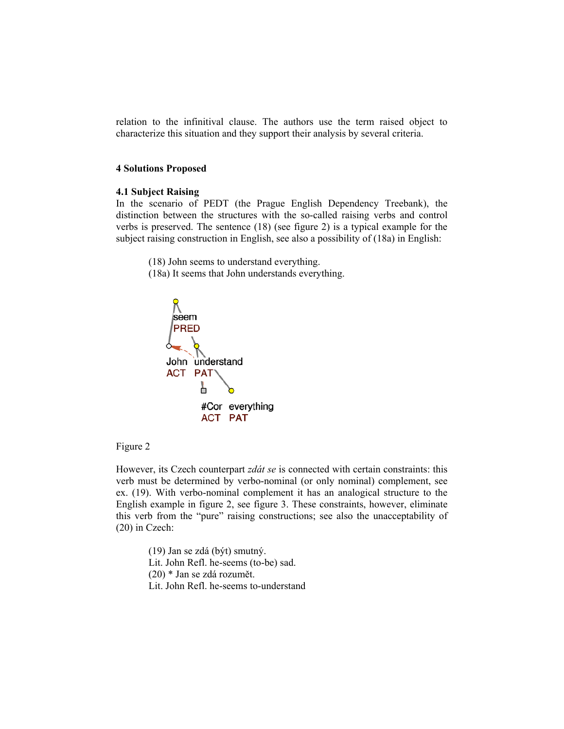relation to the infinitival clause. The authors use the term raised object to characterize this situation and they support their analysis by several criteria.

## 4 Solutions Proposed

### 4.1 Subject Raising

In the scenario of PEDT (the Prague English Dependency Treebank), the distinction between the structures with the so-called raising verbs and control verbs is preserved. The sentence (18) (see figure 2) is a typical example for the subject raising construction in English, see also a possibility of (18a) in English:

> (18) John seems to understand everything.
> (18a) It seems that John understands everything.

Figure 2

However, its Czech counterpart *zdát se* is connected with certain constraints: this verb must be determined by verbo-nominal (or only nominal) complement, see ex. (19). With verbo-nominal complement it has an analogical structure to the English example in figure 2, see figure 3. These constraints, however, eliminate this verb from the "pure" raising constructions; see also the unacceptability of (20) in Czech:

> (19) Jan se zdá (být) smutný.
> Lit. John Refl. he-seems (to-be) sad.
> (20) * Jan se zdá rozumět.
> Lit. John Refl. he-seems to-understand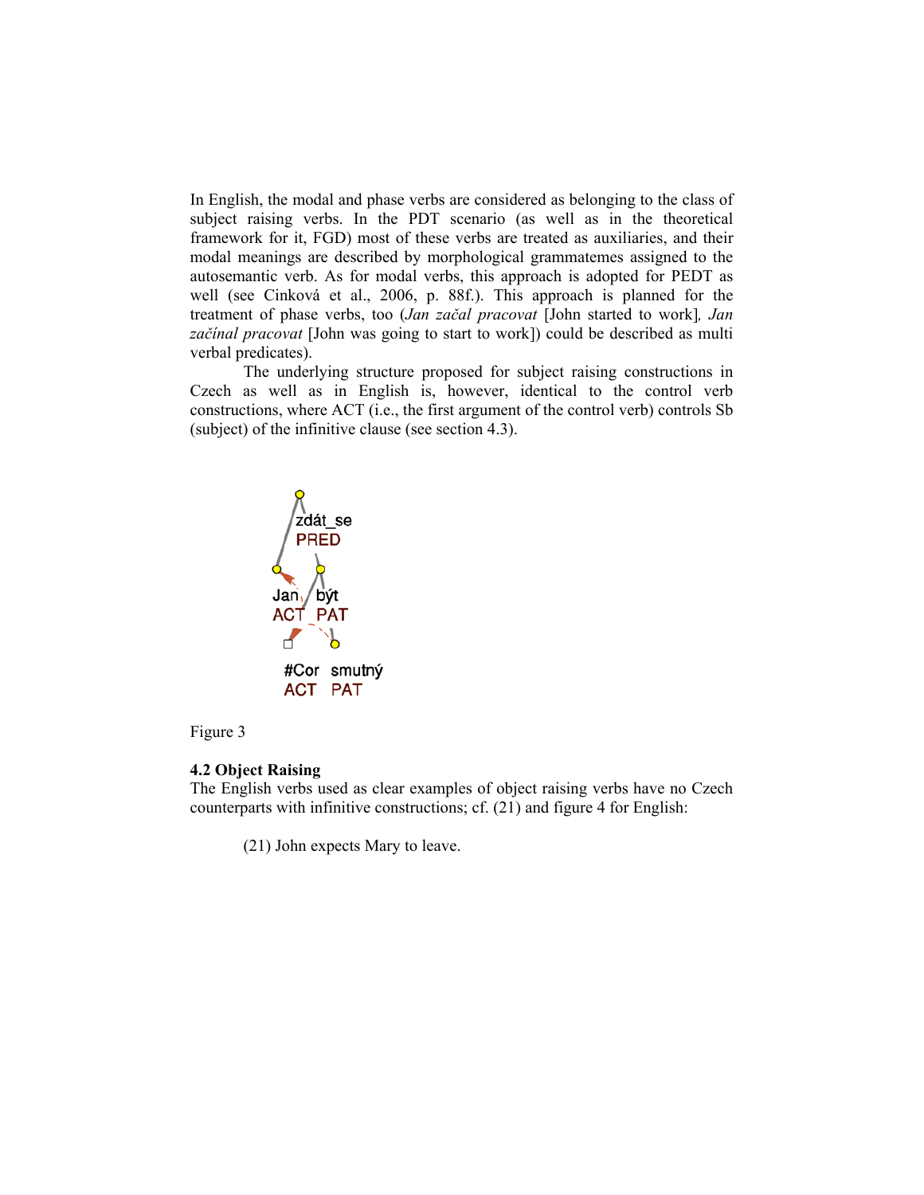In English, the modal and phase verbs are considered as belonging to the class of subject raising verbs. In the PDT scenario (as well as in the theoretical framework for it, FGD) most of these verbs are treated as auxiliaries, and their modal meanings are described by morphological grammatemes assigned to the autosemantic verb. As for modal verbs, this approach is adopted for PEDT as well (see Cinková et al., 2006, p. 88f.). This approach is planned for the treatment of phase verbs, too (*Jan začal pracovat* [John started to work], *Jan začínal pracovat* [John was going to start to work]) could be described as multi verbal predicates).

The underlying structure proposed for subject raising constructions in Czech as well as in English is, however, identical to the control verb constructions, where ACT (i.e., the first argument of the control verb) controls Sb (subject) of the infinitive clause (see section 4.3).

zdát_se PRED
Jan ACT
být PAT
#Cor ACT
smutný PAT

Figure 3

**4.2 Object Raising**

The English verbs used as clear examples of object raising verbs have no Czech counterparts with infinitive constructions; cf. (21) and figure 4 for English:

(21) John expects Mary to leave.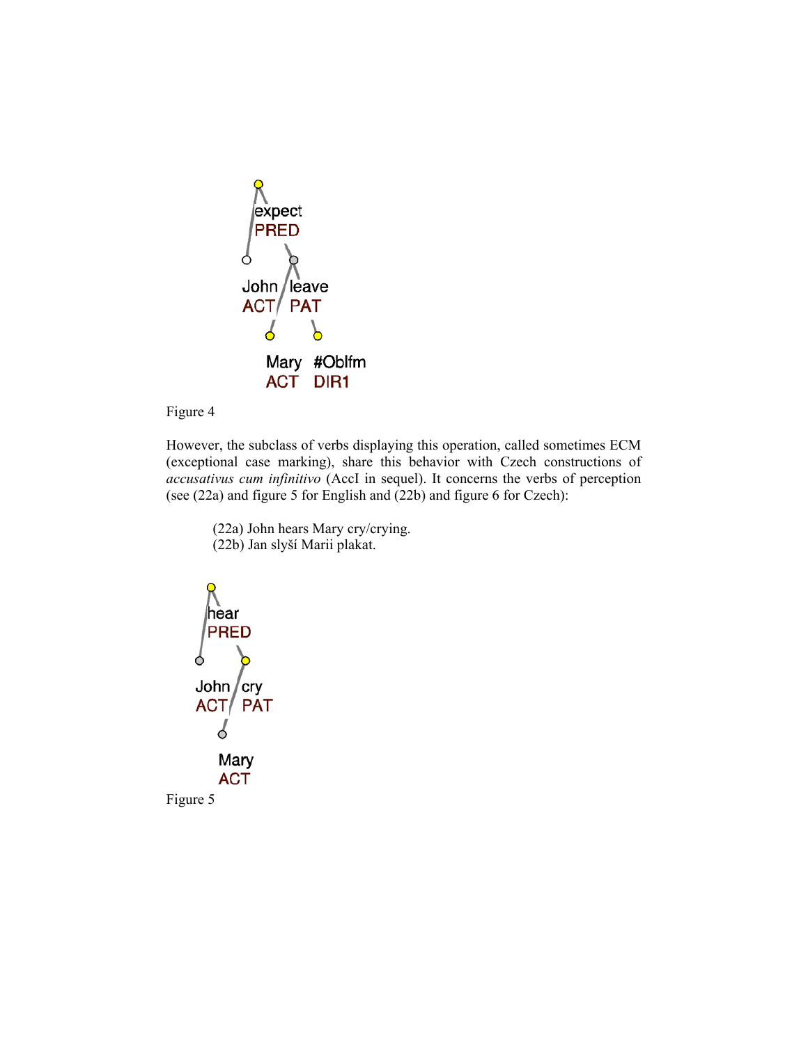Figure 4

However, the subclass of verbs displaying this operation, called sometimes ECM (exceptional case marking), share this behavior with Czech constructions of *accusativus cum infinitivo* (AccI in sequel). It concerns the verbs of perception (see (22a) and figure 5 for English and (22b) and figure 6 for Czech):

> (22a) John hears Mary cry/crying.
> (22b) Jan slyší Marii plakat.

Figure 5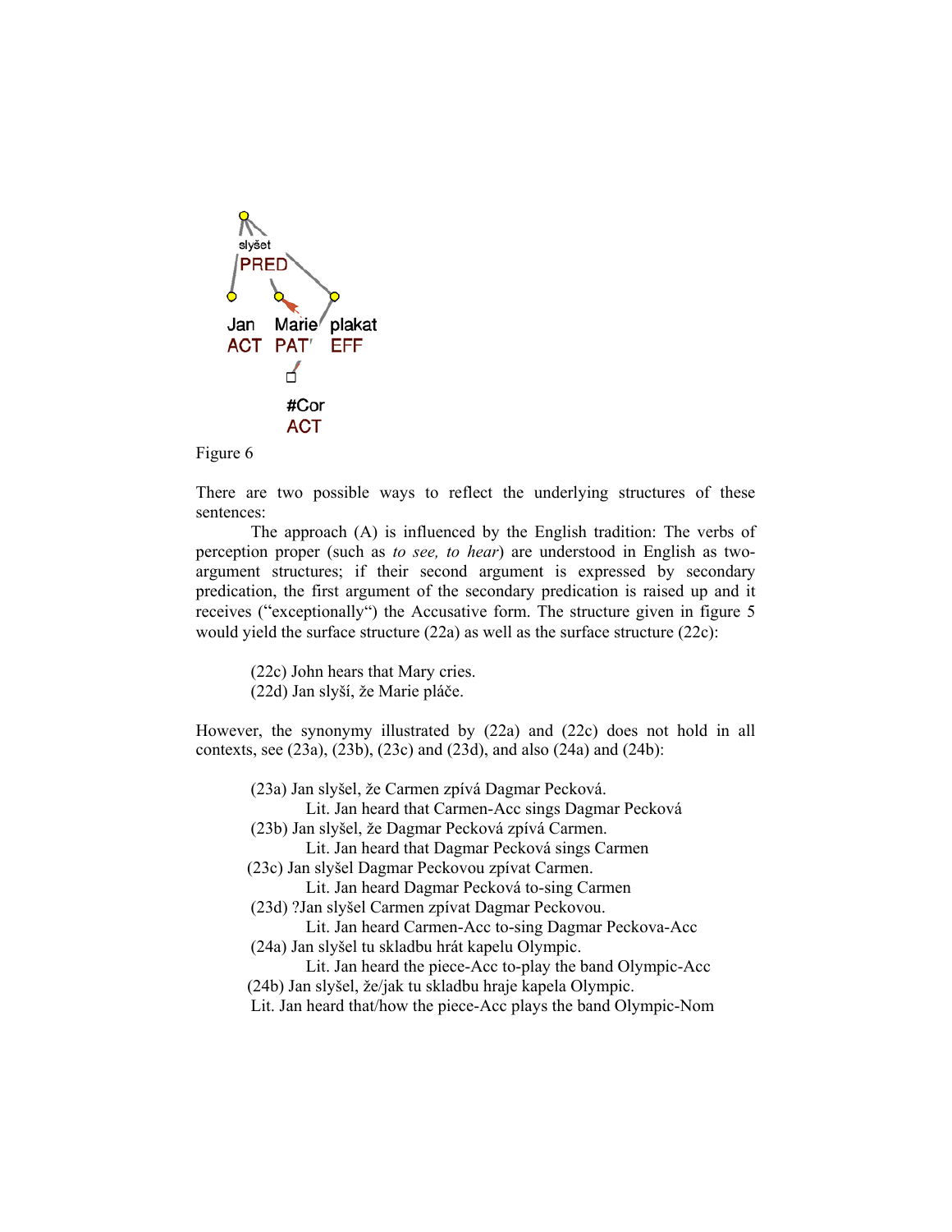Figure 6

There are two possible ways to reflect the underlying structures of these sentences:

The approach (A) is influenced by the English tradition: The verbs of perception proper (such as *to see, to hear*) are understood in English as two-argument structures; if their second argument is expressed by secondary predication, the first argument of the secondary predication is raised up and it receives ("exceptionally") the Accusative form. The structure given in figure 5 would yield the surface structure (22a) as well as the surface structure (22c):

(22c) John hears that Mary cries.
(22d) Jan slyší, že Marie pláče.

However, the synonymy illustrated by (22a) and (22c) does not hold in all contexts, see (23a), (23b), (23c) and (23d), and also (24a) and (24b):

(23a) Jan slyšel, že Carmen zpívá Dagmar Pecková.
Lit. Jan heard that Carmen-Acc sings Dagmar Pecková
(23b) Jan slyšel, že Dagmar Pecková zpívá Carmen.
Lit. Jan heard that Dagmar Pecková sings Carmen
(23c) Jan slyšel Dagmar Peckovou zpívat Carmen.
Lit. Jan heard Dagmar Pecková to-sing Carmen
(23d) ?Jan slyšel Carmen zpívat Dagmar Peckovou.
Lit. Jan heard Carmen-Acc to-sing Dagmar Peckova-Acc
(24a) Jan slyšel tu skladbu hrát kapelu Olympic.
Lit. Jan heard the piece-Acc to-play the band Olympic-Acc
(24b) Jan slyšel, že/jak tu skladbu hraje kapela Olympic.
Lit. Jan heard that/how the piece-Acc plays the band Olympic-Nom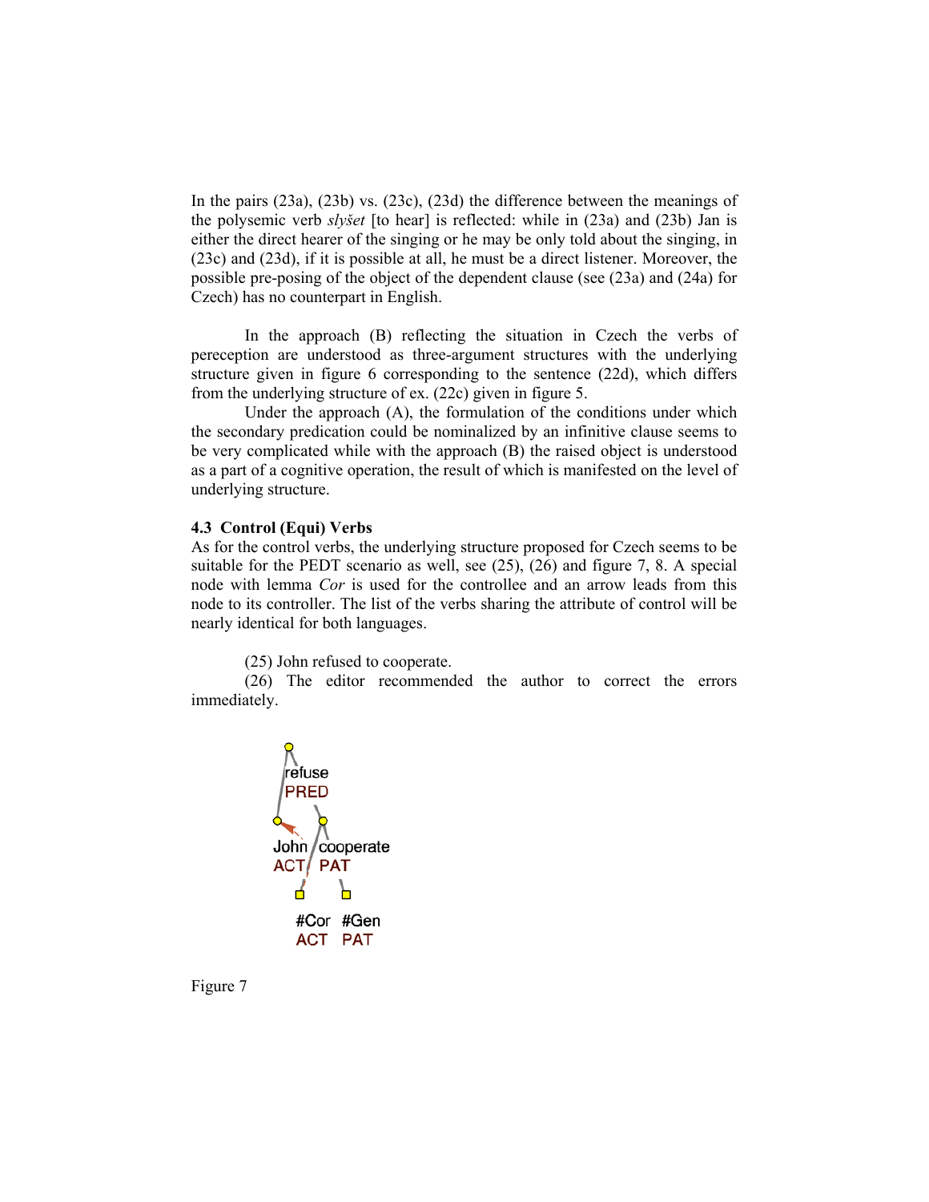In the pairs (23a), (23b) vs. (23c), (23d) the difference between the meanings of the polysemic verb *slyšet* [to hear] is reflected: while in (23a) and (23b) Jan is either the direct hearer of the singing or he may be only told about the singing, in (23c) and (23d), if it is possible at all, he must be a direct listener. Moreover, the possible pre-posing of the object of the dependent clause (see (23a) and (24a) for Czech) has no counterpart in English.

In the approach (B) reflecting the situation in Czech the verbs of pereception are understood as three-argument structures with the underlying structure given in figure 6 corresponding to the sentence (22d), which differs from the underlying structure of ex. (22c) given in figure 5.

Under the approach (A), the formulation of the conditions under which the secondary predication could be nominalized by an infinitive clause seems to be very complicated while with the approach (B) the raised object is understood as a part of a cognitive operation, the result of which is manifested on the level of underlying structure.

### 4.3 Control (Equi) Verbs

As for the control verbs, the underlying structure proposed for Czech seems to be suitable for the PEDT scenario as well, see (25), (26) and figure 7, 8. A special node with lemma *Cor* is used for the controllee and an arrow leads from this node to its controller. The list of the verbs sharing the attribute of control will be nearly identical for both languages.

(25) John refused to cooperate.

(26) The editor recommended the author to correct the errors immediately.

refuse
PRED

John ACT &nbsp;&nbsp; cooperate PAT

#Cor ACT &nbsp;&nbsp; #Gen PAT

Figure 7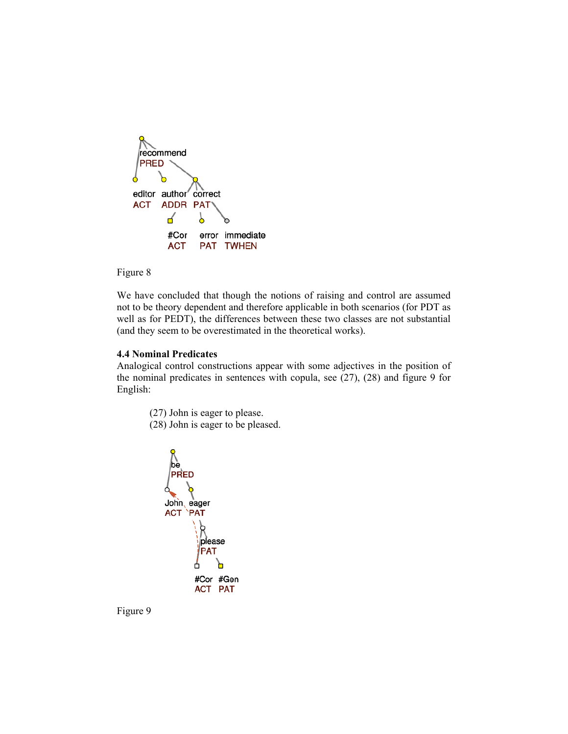Figure 8

We have concluded that though the notions of raising and control are assumed not to be theory dependent and therefore applicable in both scenarios (for PDT as well as for PEDT), the differences between these two classes are not substantial (and they seem to be overestimated in the theoretical works).

### 4.4 Nominal Predicates

Analogical control constructions appear with some adjectives in the position of the nominal predicates in sentences with copula, see (27), (28) and figure 9 for English:

(27) John is eager to please.
(28) John is eager to be pleased.

Figure 9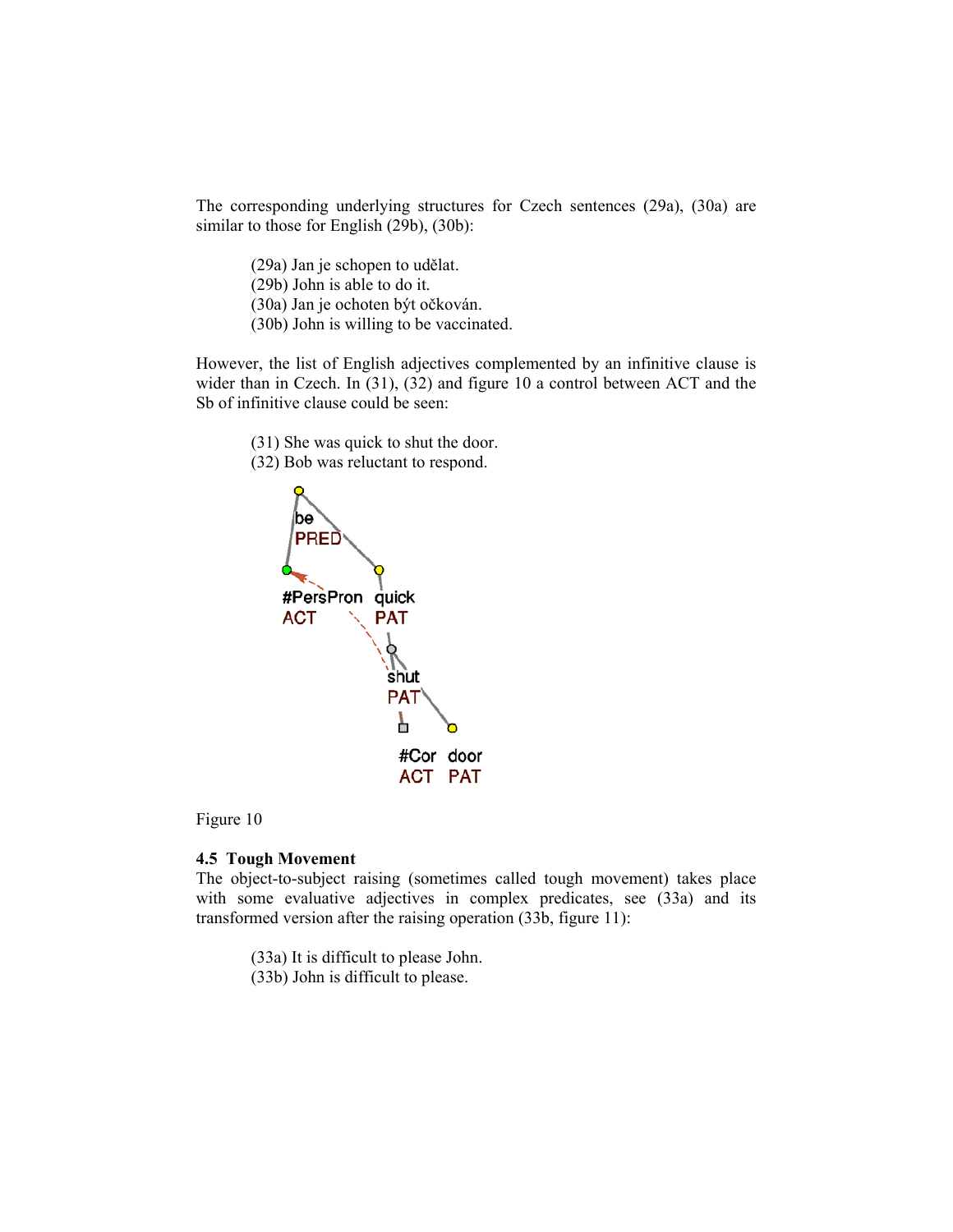The corresponding underlying structures for Czech sentences (29a), (30a) are similar to those for English (29b), (30b):

> (29a) Jan je schopen to udělat.
> (29b) John is able to do it.
> (30a) Jan je ochoten být očkován.
> (30b) John is willing to be vaccinated.

However, the list of English adjectives complemented by an infinitive clause is wider than in Czech. In (31), (32) and figure 10 a control between ACT and the Sb of infinitive clause could be seen:

> (31) She was quick to shut the door.
> (32) Bob was reluctant to respond.

Figure 10

### 4.5 Tough Movement

The object-to-subject raising (sometimes called tough movement) takes place with some evaluative adjectives in complex predicates, see (33a) and its transformed version after the raising operation (33b, figure 11):

> (33a) It is difficult to please John.
> (33b) John is difficult to please.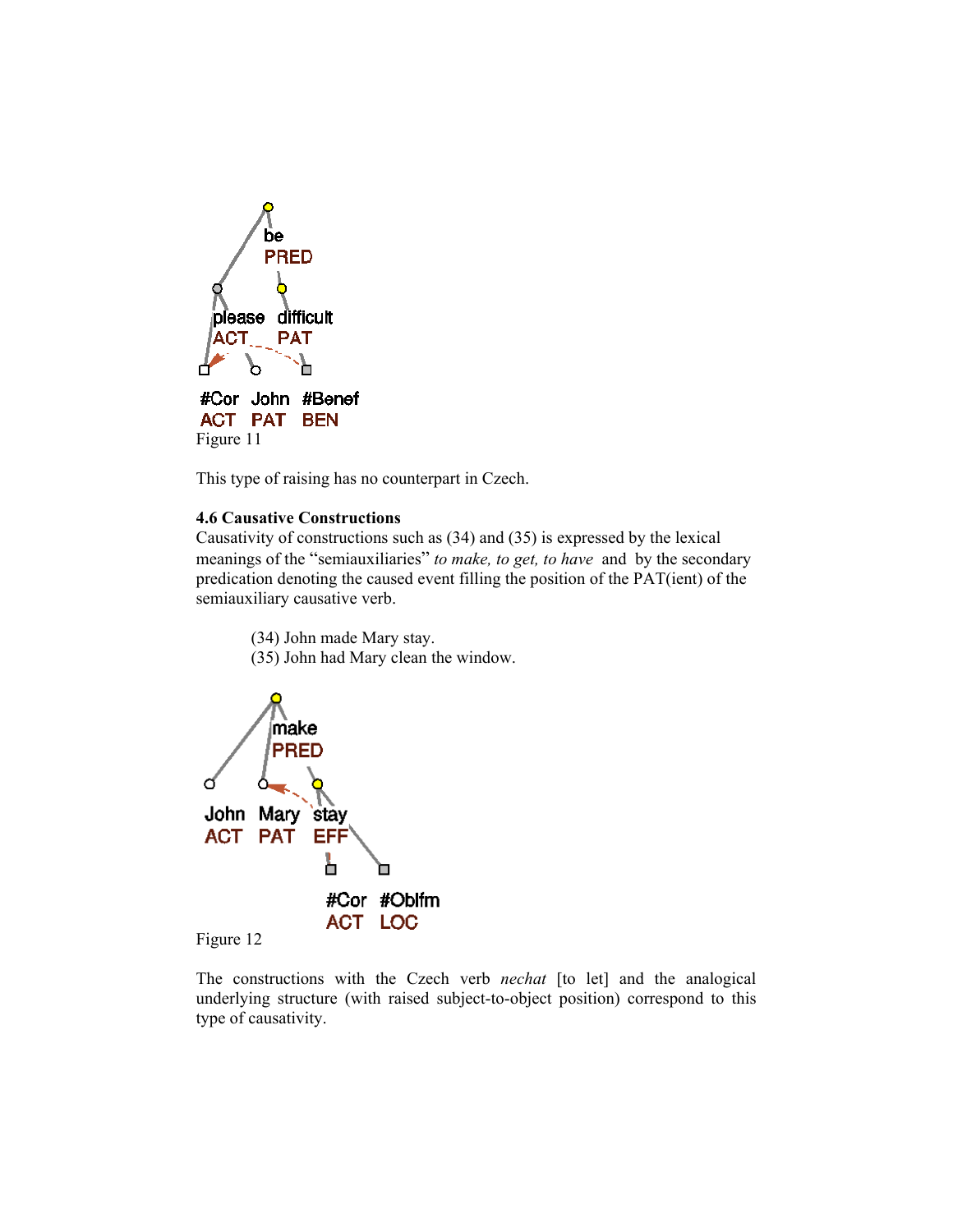Figure 11

This type of raising has no counterpart in Czech.

**4.6 Causative Constructions**

Causativity of constructions such as (34) and (35) is expressed by the lexical meanings of the "semiauxiliaries" *to make, to get, to have* and by the secondary predication denoting the caused event filling the position of the PAT(ient) of the semiauxiliary causative verb.

(34) John made Mary stay.
(35) John had Mary clean the window.

Figure 12

The constructions with the Czech verb *nechat* [to let] and the analogical underlying structure (with raised subject-to-object position) correspond to this type of causativity.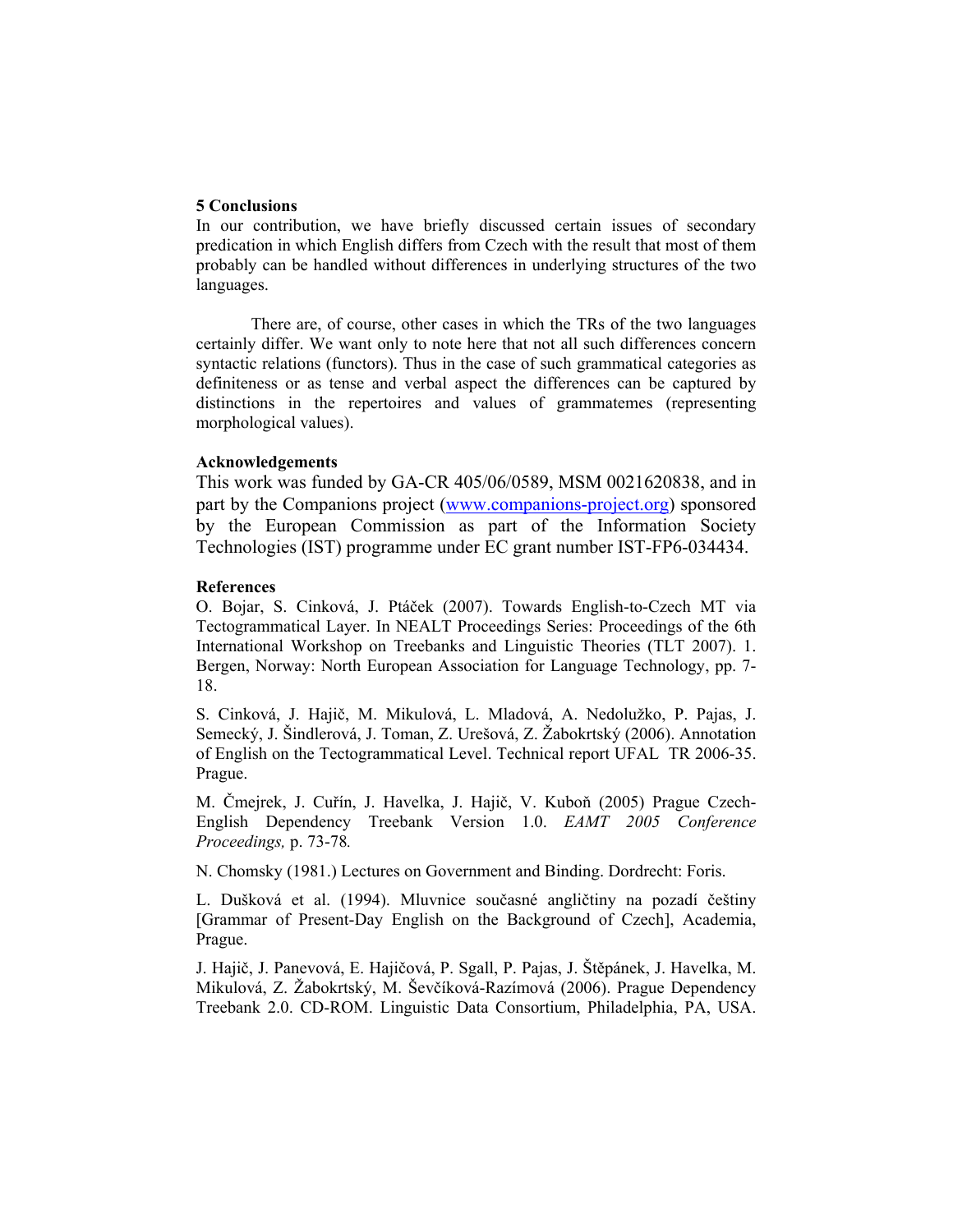## 5 Conclusions

In our contribution, we have briefly discussed certain issues of secondary predication in which English differs from Czech with the result that most of them probably can be handled without differences in underlying structures of the two languages.

There are, of course, other cases in which the TRs of the two languages certainly differ. We want only to note here that not all such differences concern syntactic relations (functors). Thus in the case of such grammatical categories as definiteness or as tense and verbal aspect the differences can be captured by distinctions in the repertoires and values of grammatemes (representing morphological values).

## Acknowledgements

This work was funded by GA-CR 405/06/0589, MSM 0021620838, and in part by the Companions project (www.companions-project.org) sponsored by the European Commission as part of the Information Society Technologies (IST) programme under EC grant number IST-FP6-034434.

## References

O. Bojar, S. Cinková, J. Ptáček (2007). Towards English-to-Czech MT via Tectogrammatical Layer. In NEALT Proceedings Series: Proceedings of the 6th International Workshop on Treebanks and Linguistic Theories (TLT 2007). 1. Bergen, Norway: North European Association for Language Technology, pp. 7-18.

S. Cinková, J. Hajič, M. Mikulová, L. Mladová, A. Nedolužko, P. Pajas, J. Semecký, J. Šindlerová, J. Toman, Z. Urešová, Z. Žabokrtský (2006). Annotation of English on the Tectogrammatical Level. Technical report UFAL TR 2006-35. Prague.

M. Čmejrek, J. Cuřín, J. Havelka, J. Hajič, V. Kuboň (2005) Prague Czech-English Dependency Treebank Version 1.0. *EAMT 2005 Conference Proceedings,* p. 73-78*.*

N. Chomsky (1981.) Lectures on Government and Binding. Dordrecht: Foris.

L. Dušková et al. (1994). Mluvnice současné angličtiny na pozadí češtiny [Grammar of Present-Day English on the Background of Czech], Academia, Prague.

J. Hajič, J. Panevová, E. Hajičová, P. Sgall, P. Pajas, J. Štěpánek, J. Havelka, M. Mikulová, Z. Žabokrtský, M. Ševčíková-Razímová (2006). Prague Dependency Treebank 2.0. CD-ROM. Linguistic Data Consortium, Philadelphia, PA, USA.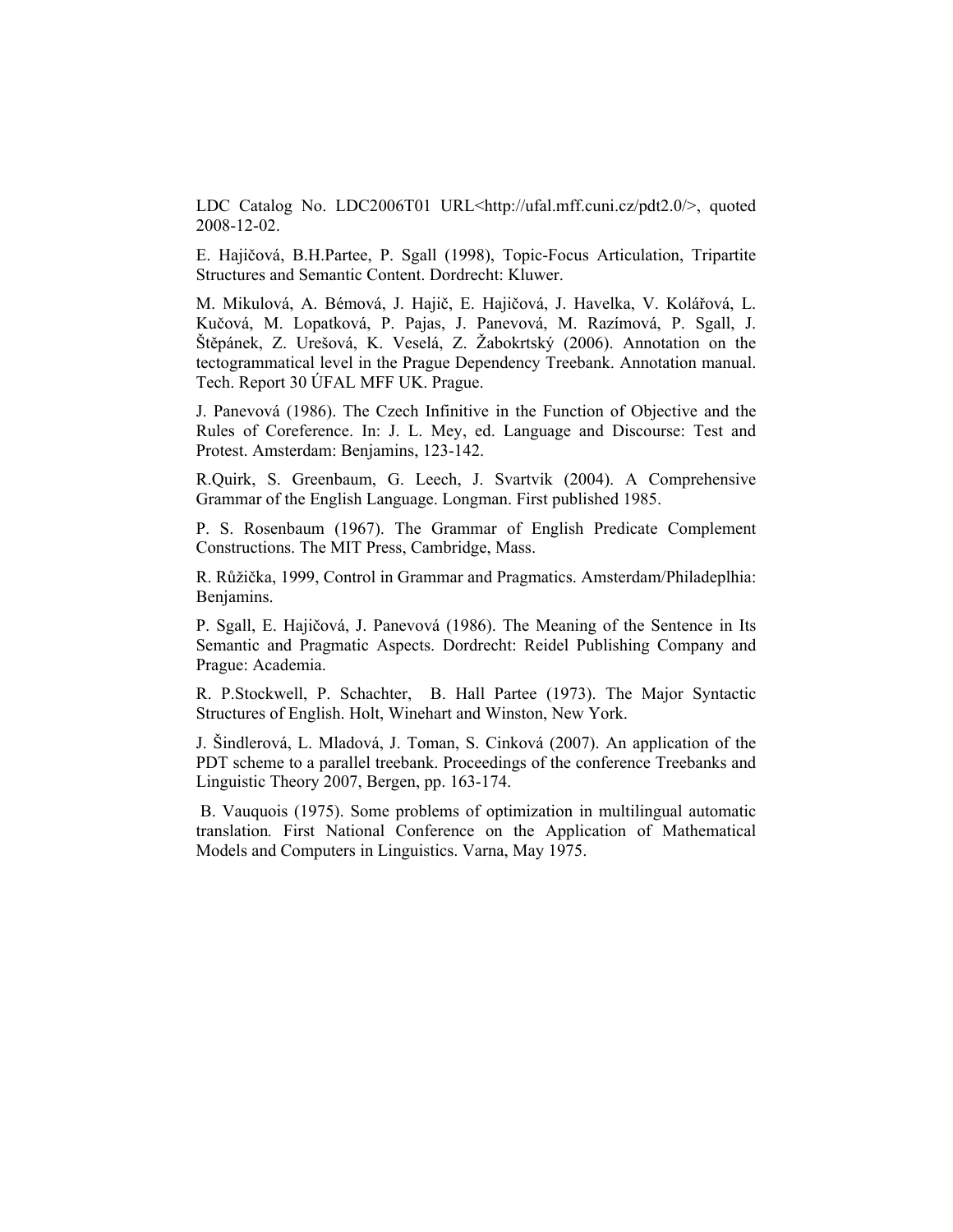LDC Catalog No. LDC2006T01 URL<http://ufal.mff.cuni.cz/pdt2.0/>, quoted 2008-12-02.

E. Hajičová, B.H.Partee, P. Sgall (1998), Topic-Focus Articulation, Tripartite Structures and Semantic Content. Dordrecht: Kluwer.

M. Mikulová, A. Bémová, J. Hajič, E. Hajičová, J. Havelka, V. Kolářová, L. Kučová, M. Lopatková, P. Pajas, J. Panevová, M. Razímová, P. Sgall, J. Štěpánek, Z. Urešová, K. Veselá, Z. Žabokrtský (2006). Annotation on the tectogrammatical level in the Prague Dependency Treebank. Annotation manual. Tech. Report 30 ÚFAL MFF UK. Prague.

J. Panevová (1986). The Czech Infinitive in the Function of Objective and the Rules of Coreference. In: J. L. Mey, ed. Language and Discourse: Test and Protest. Amsterdam: Benjamins, 123-142.

R.Quirk, S. Greenbaum, G. Leech, J. Svartvik (2004). A Comprehensive Grammar of the English Language. Longman. First published 1985.

P. S. Rosenbaum (1967). The Grammar of English Predicate Complement Constructions. The MIT Press, Cambridge, Mass.

R. Růžička, 1999, Control in Grammar and Pragmatics. Amsterdam/Philadeplhia: Benjamins.

P. Sgall, E. Hajičová, J. Panevová (1986). The Meaning of the Sentence in Its Semantic and Pragmatic Aspects. Dordrecht: Reidel Publishing Company and Prague: Academia.

R. P.Stockwell, P. Schachter, B. Hall Partee (1973). The Major Syntactic Structures of English. Holt, Winehart and Winston, New York.

J. Šindlerová, L. Mladová, J. Toman, S. Cinková (2007). An application of the PDT scheme to a parallel treebank. Proceedings of the conference Treebanks and Linguistic Theory 2007, Bergen, pp. 163-174.

B. Vauquois (1975). Some problems of optimization in multilingual automatic translation*.* First National Conference on the Application of Mathematical Models and Computers in Linguistics. Varna, May 1975.